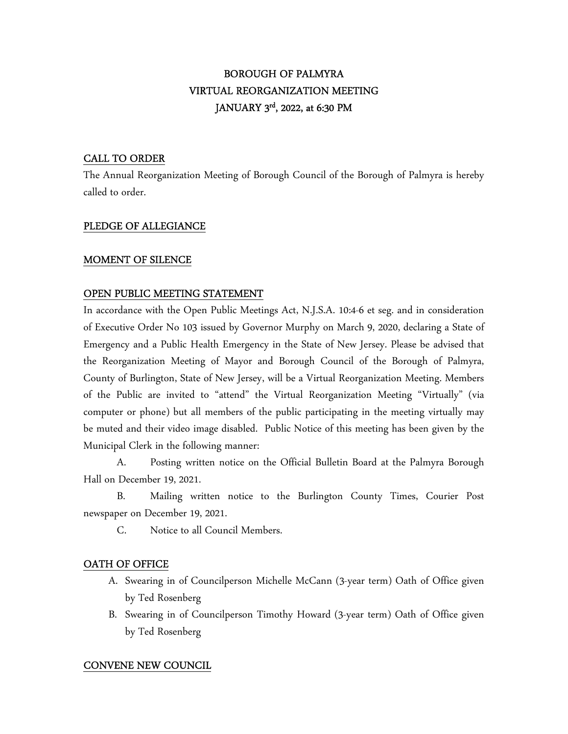# BOROUGH OF PALMYRA
# VIRTUAL REORGANIZATION MEETING
# JANUARY 3rd, 2022, at 6:30 PM

## CALL TO ORDER

The Annual Reorganization Meeting of Borough Council of the Borough of Palmyra is hereby called to order.

## PLEDGE OF ALLEGIANCE

## MOMENT OF SILENCE

## OPEN PUBLIC MEETING STATEMENT

In accordance with the Open Public Meetings Act, N.J.S.A. 10:4-6 et seg. and in consideration of Executive Order No 103 issued by Governor Murphy on March 9, 2020, declaring a State of Emergency and a Public Health Emergency in the State of New Jersey. Please be advised that the Reorganization Meeting of Mayor and Borough Council of the Borough of Palmyra, County of Burlington, State of New Jersey, will be a Virtual Reorganization Meeting. Members of the Public are invited to "attend" the Virtual Reorganization Meeting "Virtually" (via computer or phone) but all members of the public participating in the meeting virtually may be muted and their video image disabled. Public Notice of this meeting has been given by the Municipal Clerk in the following manner:

A. Posting written notice on the Official Bulletin Board at the Palmyra Borough Hall on December 19, 2021.

B. Mailing written notice to the Burlington County Times, Courier Post newspaper on December 19, 2021.

C. Notice to all Council Members.

## OATH OF OFFICE

A. Swearing in of Councilperson Michelle McCann (3-year term) Oath of Office given by Ted Rosenberg

B. Swearing in of Councilperson Timothy Howard (3-year term) Oath of Office given by Ted Rosenberg

## CONVENE NEW COUNCIL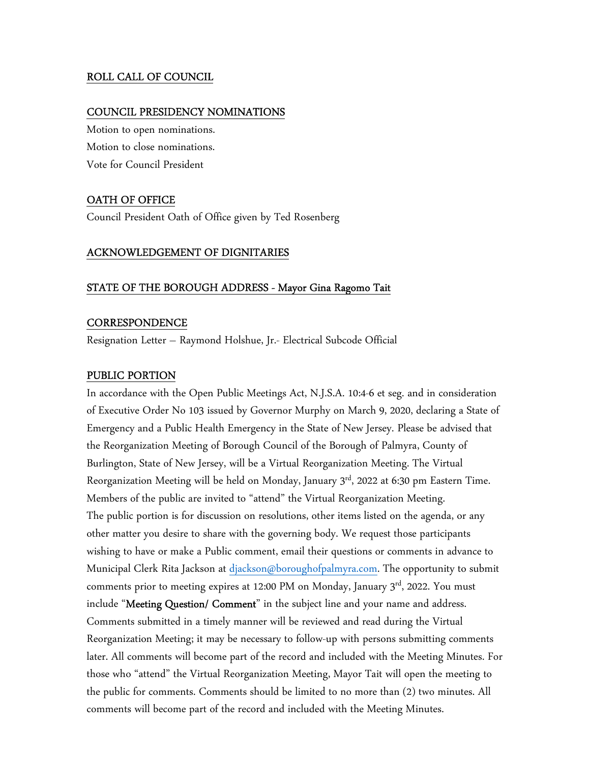## ROLL CALL OF COUNCIL

## COUNCIL PRESIDENCY NOMINATIONS

Motion to open nominations.
Motion to close nominations.
Vote for Council President

## OATH OF OFFICE

Council President Oath of Office given by Ted Rosenberg

## ACKNOWLEDGEMENT OF DIGNITARIES

## STATE OF THE BOROUGH ADDRESS - Mayor Gina Ragomo Tait

## CORRESPONDENCE

Resignation Letter – Raymond Holshue, Jr.- Electrical Subcode Official

## PUBLIC PORTION

In accordance with the Open Public Meetings Act, N.J.S.A. 10:4-6 et seg. and in consideration of Executive Order No 103 issued by Governor Murphy on March 9, 2020, declaring a State of Emergency and a Public Health Emergency in the State of New Jersey. Please be advised that the Reorganization Meeting of Borough Council of the Borough of Palmyra, County of Burlington, State of New Jersey, will be a Virtual Reorganization Meeting. The Virtual Reorganization Meeting will be held on Monday, January 3rd, 2022 at 6:30 pm Eastern Time. Members of the public are invited to "attend" the Virtual Reorganization Meeting.
The public portion is for discussion on resolutions, other items listed on the agenda, or any other matter you desire to share with the governing body. We request those participants wishing to have or make a Public comment, email their questions or comments in advance to Municipal Clerk Rita Jackson at djackson@boroughofpalmyra.com. The opportunity to submit comments prior to meeting expires at 12:00 PM on Monday, January 3rd, 2022. You must include "**Meeting Question/ Comment**" in the subject line and your name and address. Comments submitted in a timely manner will be reviewed and read during the Virtual Reorganization Meeting; it may be necessary to follow-up with persons submitting comments later. All comments will become part of the record and included with the Meeting Minutes. For those who "attend" the Virtual Reorganization Meeting, Mayor Tait will open the meeting to the public for comments. Comments should be limited to no more than (2) two minutes. All comments will become part of the record and included with the Meeting Minutes.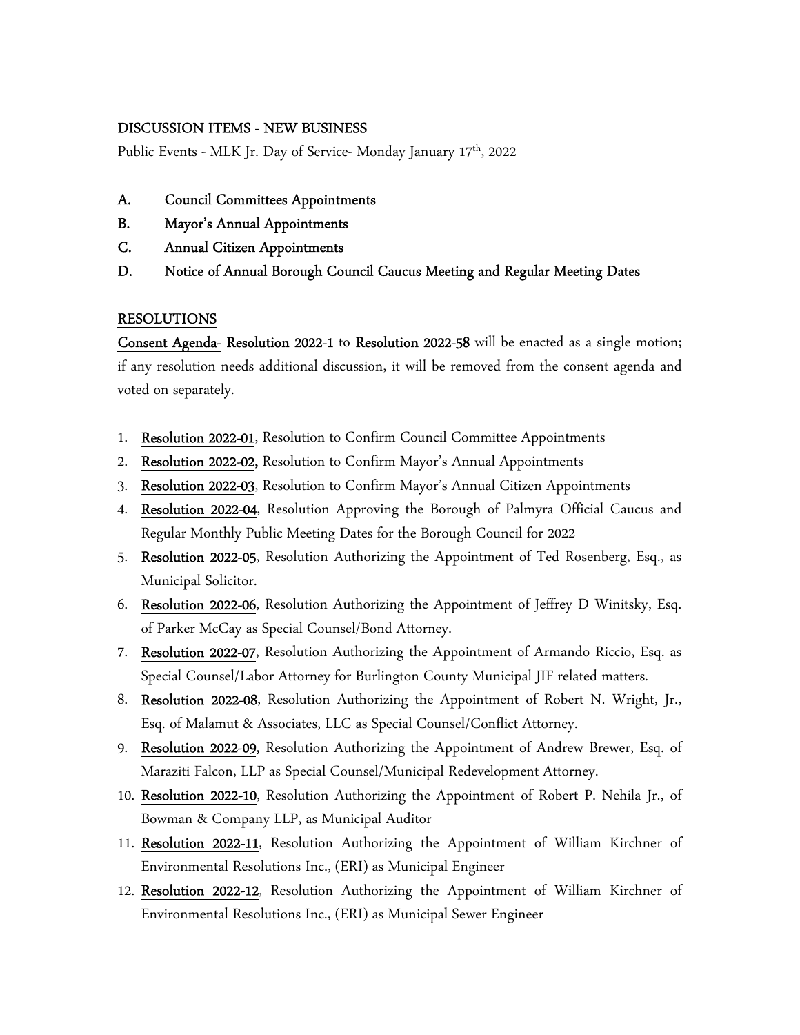DISCUSSION ITEMS - NEW BUSINESS

Public Events - MLK Jr. Day of Service- Monday January 17th, 2022

A. **Council Committees Appointments**
B. **Mayor's Annual Appointments**
C. **Annual Citizen Appointments**
D. **Notice of Annual Borough Council Caucus Meeting and Regular Meeting Dates**

RESOLUTIONS

**Consent Agenda**- **Resolution 2022-1** to **Resolution 2022-58** will be enacted as a single motion; if any resolution needs additional discussion, it will be removed from the consent agenda and voted on separately.

1. **Resolution 2022-01**, Resolution to Confirm Council Committee Appointments
2. **Resolution 2022-02,** Resolution to Confirm Mayor's Annual Appointments
3. **Resolution 2022-03**, Resolution to Confirm Mayor's Annual Citizen Appointments
4. **Resolution 2022-04**, Resolution Approving the Borough of Palmyra Official Caucus and Regular Monthly Public Meeting Dates for the Borough Council for 2022
5. **Resolution 2022-05**, Resolution Authorizing the Appointment of Ted Rosenberg, Esq., as Municipal Solicitor.
6. **Resolution 2022-06**, Resolution Authorizing the Appointment of Jeffrey D Winitsky, Esq. of Parker McCay as Special Counsel/Bond Attorney.
7. **Resolution 2022-07**, Resolution Authorizing the Appointment of Armando Riccio, Esq. as Special Counsel/Labor Attorney for Burlington County Municipal JIF related matters.
8. **Resolution 2022-08**, Resolution Authorizing the Appointment of Robert N. Wright, Jr., Esq. of Malamut & Associates, LLC as Special Counsel/Conflict Attorney.
9. **Resolution 2022-09,** Resolution Authorizing the Appointment of Andrew Brewer, Esq. of Maraziti Falcon, LLP as Special Counsel/Municipal Redevelopment Attorney.
10. **Resolution 2022-10**, Resolution Authorizing the Appointment of Robert P. Nehila Jr., of Bowman & Company LLP, as Municipal Auditor
11. **Resolution 2022-11**, Resolution Authorizing the Appointment of William Kirchner of Environmental Resolutions Inc., (ERI) as Municipal Engineer
12. **Resolution 2022-12**, Resolution Authorizing the Appointment of William Kirchner of Environmental Resolutions Inc., (ERI) as Municipal Sewer Engineer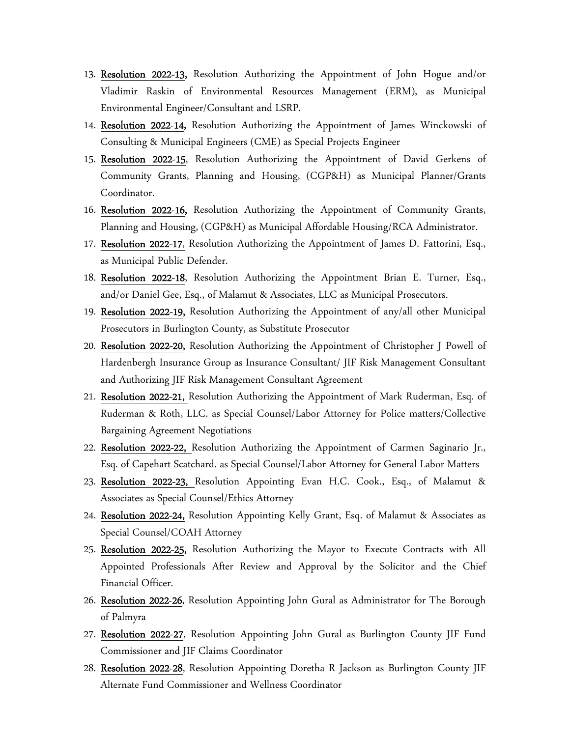13. **Resolution 2022-13,** Resolution Authorizing the Appointment of John Hogue and/or Vladimir Raskin of Environmental Resources Management (ERM), as Municipal Environmental Engineer/Consultant and LSRP.
14. **Resolution 2022-14,** Resolution Authorizing the Appointment of James Winckowski of Consulting & Municipal Engineers (CME) as Special Projects Engineer
15. **Resolution 2022-15**, Resolution Authorizing the Appointment of David Gerkens of Community Grants, Planning and Housing, (CGP&H) as Municipal Planner/Grants Coordinator.
16. **Resolution 2022-16,** Resolution Authorizing the Appointment of Community Grants, Planning and Housing, (CGP&H) as Municipal Affordable Housing/RCA Administrator.
17. **Resolution 2022-17**, Resolution Authorizing the Appointment of James D. Fattorini, Esq., as Municipal Public Defender.
18. **Resolution 2022-18**, Resolution Authorizing the Appointment Brian E. Turner, Esq., and/or Daniel Gee, Esq., of Malamut & Associates, LLC as Municipal Prosecutors.
19. **Resolution 2022-19,** Resolution Authorizing the Appointment of any/all other Municipal Prosecutors in Burlington County, as Substitute Prosecutor
20. **Resolution 2022-20,** Resolution Authorizing the Appointment of Christopher J Powell of Hardenbergh Insurance Group as Insurance Consultant/ JIF Risk Management Consultant and Authorizing JIF Risk Management Consultant Agreement
21. **Resolution 2022-21,** Resolution Authorizing the Appointment of Mark Ruderman, Esq. of Ruderman & Roth, LLC. as Special Counsel/Labor Attorney for Police matters/Collective Bargaining Agreement Negotiations
22. **Resolution 2022-22,** Resolution Authorizing the Appointment of Carmen Saginario Jr., Esq. of Capehart Scatchard. as Special Counsel/Labor Attorney for General Labor Matters
23. **Resolution 2022-23,** Resolution Appointing Evan H.C. Cook., Esq., of Malamut & Associates as Special Counsel/Ethics Attorney
24. **Resolution 2022-24,** Resolution Appointing Kelly Grant, Esq. of Malamut & Associates as Special Counsel/COAH Attorney
25. **Resolution 2022-25,** Resolution Authorizing the Mayor to Execute Contracts with All Appointed Professionals After Review and Approval by the Solicitor and the Chief Financial Officer.
26. **Resolution 2022-26**, Resolution Appointing John Gural as Administrator for The Borough of Palmyra
27. **Resolution 2022-27**, Resolution Appointing John Gural as Burlington County JIF Fund Commissioner and JIF Claims Coordinator
28. **Resolution 2022-28**, Resolution Appointing Doretha R Jackson as Burlington County JIF Alternate Fund Commissioner and Wellness Coordinator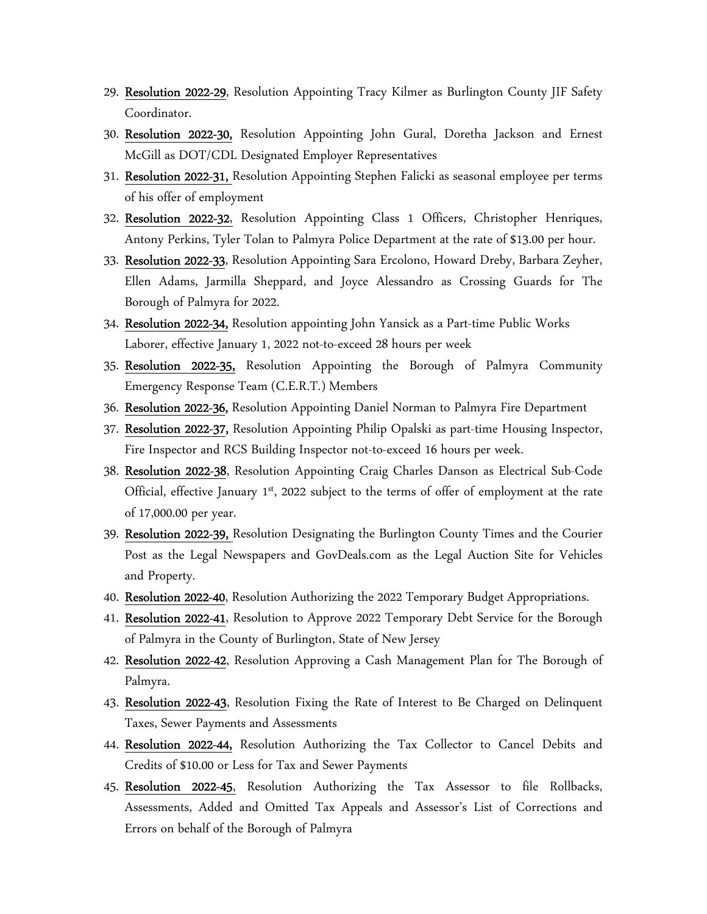29. **Resolution 2022-29**, Resolution Appointing Tracy Kilmer as Burlington County JIF Safety Coordinator.
30. **Resolution 2022-30,** Resolution Appointing John Gural, Doretha Jackson and Ernest McGill as DOT/CDL Designated Employer Representatives
31. **Resolution 2022-31,** Resolution Appointing Stephen Falicki as seasonal employee per terms of his offer of employment
32. **Resolution 2022-32**, Resolution Appointing Class 1 Officers, Christopher Henriques, Antony Perkins, Tyler Tolan to Palmyra Police Department at the rate of $13.00 per hour.
33. **Resolution 2022-33**, Resolution Appointing Sara Ercolono, Howard Dreby, Barbara Zeyher, Ellen Adams, Jarmilla Sheppard, and Joyce Alessandro as Crossing Guards for The Borough of Palmyra for 2022.
34. **Resolution 2022-34,** Resolution appointing John Yansick as a Part-time Public Works Laborer, effective January 1, 2022 not-to-exceed 28 hours per week
35. **Resolution 2022-35,** Resolution Appointing the Borough of Palmyra Community Emergency Response Team (C.E.R.T.) Members
36. **Resolution 2022-36,** Resolution Appointing Daniel Norman to Palmyra Fire Department
37. **Resolution 2022-37,** Resolution Appointing Philip Opalski as part-time Housing Inspector, Fire Inspector and RCS Building Inspector not-to-exceed 16 hours per week.
38. **Resolution 2022-38**, Resolution Appointing Craig Charles Danson as Electrical Sub-Code Official, effective January 1st, 2022 subject to the terms of offer of employment at the rate of 17,000.00 per year.
39. **Resolution 2022-39,** Resolution Designating the Burlington County Times and the Courier Post as the Legal Newspapers and GovDeals.com as the Legal Auction Site for Vehicles and Property.
40. **Resolution 2022-40**, Resolution Authorizing the 2022 Temporary Budget Appropriations.
41. **Resolution 2022-41**, Resolution to Approve 2022 Temporary Debt Service for the Borough of Palmyra in the County of Burlington, State of New Jersey
42. **Resolution 2022-42**, Resolution Approving a Cash Management Plan for The Borough of Palmyra.
43. **Resolution 2022-43**, Resolution Fixing the Rate of Interest to Be Charged on Delinquent Taxes, Sewer Payments and Assessments
44. **Resolution 2022-44,** Resolution Authorizing the Tax Collector to Cancel Debits and Credits of $10.00 or Less for Tax and Sewer Payments
45. **Resolution 2022-45**, Resolution Authorizing the Tax Assessor to file Rollbacks, Assessments, Added and Omitted Tax Appeals and Assessor's List of Corrections and Errors on behalf of the Borough of Palmyra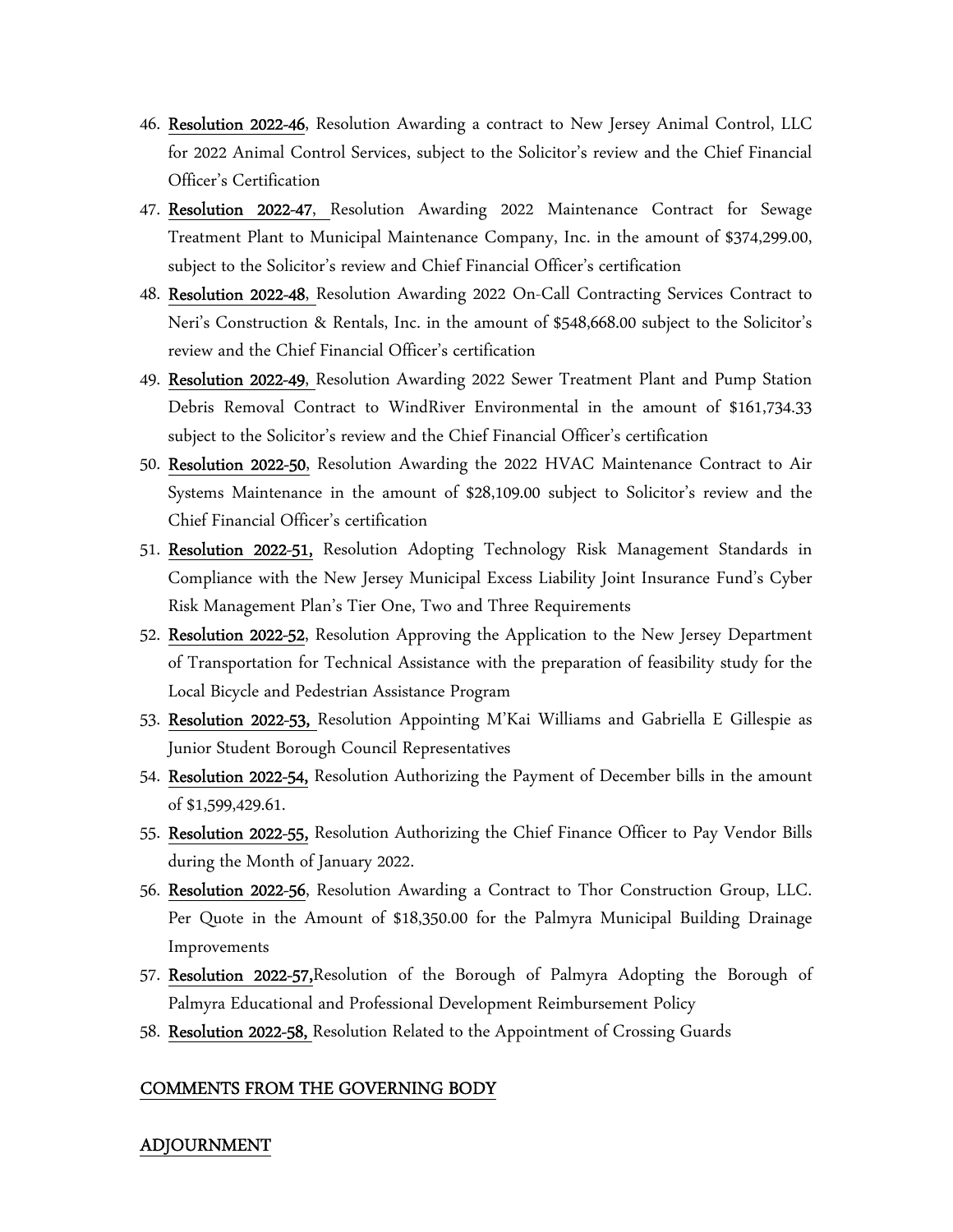46. **Resolution 2022-46**, Resolution Awarding a contract to New Jersey Animal Control, LLC for 2022 Animal Control Services, subject to the Solicitor's review and the Chief Financial Officer's Certification
47. **Resolution 2022-47**, Resolution Awarding 2022 Maintenance Contract for Sewage Treatment Plant to Municipal Maintenance Company, Inc. in the amount of $374,299.00, subject to the Solicitor's review and Chief Financial Officer's certification
48. **Resolution 2022-48**, Resolution Awarding 2022 On-Call Contracting Services Contract to Neri's Construction & Rentals, Inc. in the amount of $548,668.00 subject to the Solicitor's review and the Chief Financial Officer's certification
49. **Resolution 2022-49**, Resolution Awarding 2022 Sewer Treatment Plant and Pump Station Debris Removal Contract to WindRiver Environmental in the amount of $161,734.33 subject to the Solicitor's review and the Chief Financial Officer's certification
50. **Resolution 2022-50**, Resolution Awarding the 2022 HVAC Maintenance Contract to Air Systems Maintenance in the amount of $28,109.00 subject to Solicitor's review and the Chief Financial Officer's certification
51. **Resolution 2022-51,** Resolution Adopting Technology Risk Management Standards in Compliance with the New Jersey Municipal Excess Liability Joint Insurance Fund's Cyber Risk Management Plan's Tier One, Two and Three Requirements
52. **Resolution 2022-52**, Resolution Approving the Application to the New Jersey Department of Transportation for Technical Assistance with the preparation of feasibility study for the Local Bicycle and Pedestrian Assistance Program
53. **Resolution 2022-53,** Resolution Appointing M'Kai Williams and Gabriella E Gillespie as Junior Student Borough Council Representatives
54. **Resolution 2022-54,** Resolution Authorizing the Payment of December bills in the amount of $1,599,429.61.
55. **Resolution 2022-55,** Resolution Authorizing the Chief Finance Officer to Pay Vendor Bills during the Month of January 2022.
56. **Resolution 2022-56**, Resolution Awarding a Contract to Thor Construction Group, LLC. Per Quote in the Amount of $18,350.00 for the Palmyra Municipal Building Drainage Improvements
57. **Resolution 2022-57,**Resolution of the Borough of Palmyra Adopting the Borough of Palmyra Educational and Professional Development Reimbursement Policy
58. **Resolution 2022-58,** Resolution Related to the Appointment of Crossing Guards

## COMMENTS FROM THE GOVERNING BODY

## ADJOURNMENT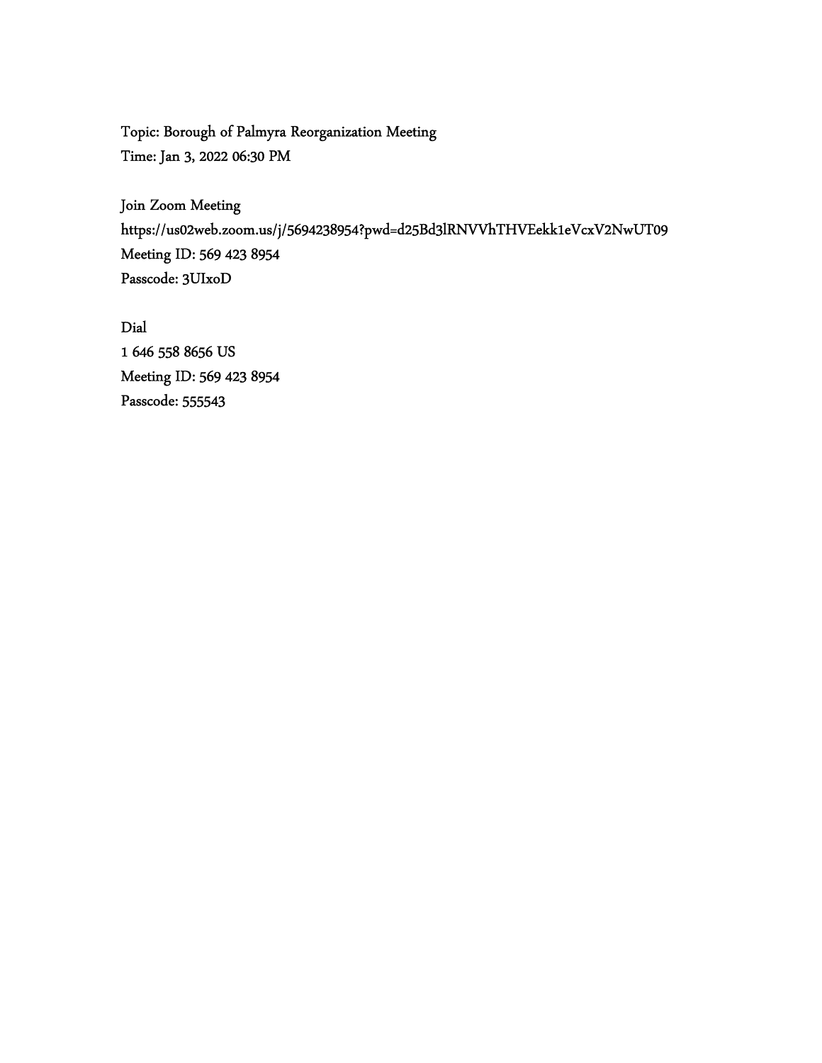Topic: Borough of Palmyra Reorganization Meeting
Time: Jan 3, 2022 06:30 PM

Join Zoom Meeting
https://us02web.zoom.us/j/5694238954?pwd=d25Bd3lRNVVhTHVEekk1eVcxV2NwUT09
Meeting ID: 569 423 8954
Passcode: 3UIxoD

Dial
1 646 558 8656 US
Meeting ID: 569 423 8954
Passcode: 555543